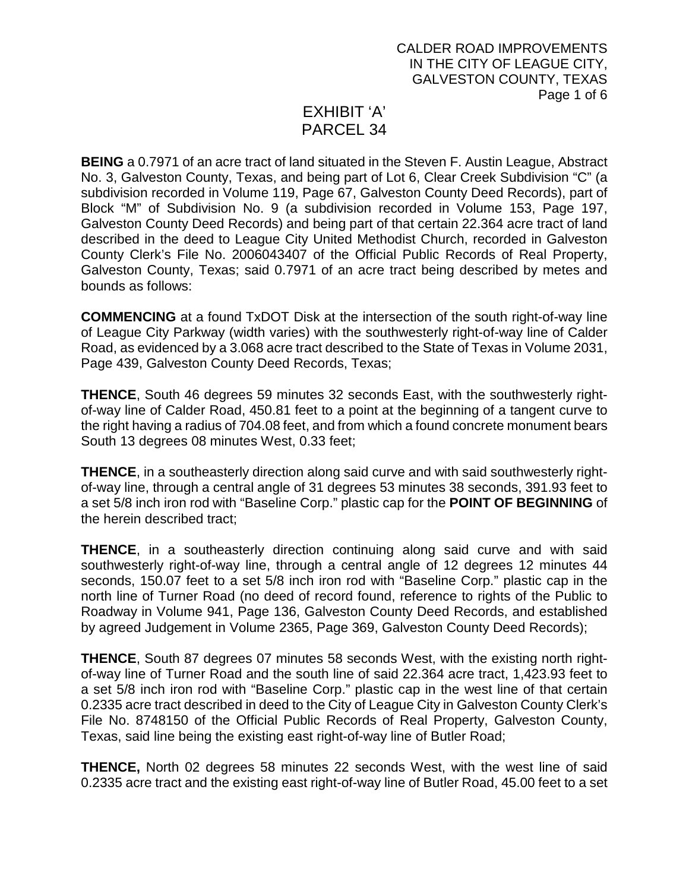CALDER ROAD IMPROVEMENTS
IN THE CITY OF LEAGUE CITY,
GALVESTON COUNTY, TEXAS

# EXHIBIT 'A'
# PARCEL 34

**BEING** a 0.7971 of an acre tract of land situated in the Steven F. Austin League, Abstract No. 3, Galveston County, Texas, and being part of Lot 6, Clear Creek Subdivision "C" (a subdivision recorded in Volume 119, Page 67, Galveston County Deed Records), part of Block "M" of Subdivision No. 9 (a subdivision recorded in Volume 153, Page 197, Galveston County Deed Records) and being part of that certain 22.364 acre tract of land described in the deed to League City United Methodist Church, recorded in Galveston County Clerk's File No. 2006043407 of the Official Public Records of Real Property, Galveston County, Texas; said 0.7971 of an acre tract being described by metes and bounds as follows:

**COMMENCING** at a found TxDOT Disk at the intersection of the south right-of-way line of League City Parkway (width varies) with the southwesterly right-of-way line of Calder Road, as evidenced by a 3.068 acre tract described to the State of Texas in Volume 2031, Page 439, Galveston County Deed Records, Texas;

**THENCE**, South 46 degrees 59 minutes 32 seconds East, with the southwesterly right-of-way line of Calder Road, 450.81 feet to a point at the beginning of a tangent curve to the right having a radius of 704.08 feet, and from which a found concrete monument bears South 13 degrees 08 minutes West, 0.33 feet;

**THENCE**, in a southeasterly direction along said curve and with said southwesterly right-of-way line, through a central angle of 31 degrees 53 minutes 38 seconds, 391.93 feet to a set 5/8 inch iron rod with "Baseline Corp." plastic cap for the **POINT OF BEGINNING** of the herein described tract;

**THENCE**, in a southeasterly direction continuing along said curve and with said southwesterly right-of-way line, through a central angle of 12 degrees 12 minutes 44 seconds, 150.07 feet to a set 5/8 inch iron rod with "Baseline Corp." plastic cap in the north line of Turner Road (no deed of record found, reference to rights of the Public to Roadway in Volume 941, Page 136, Galveston County Deed Records, and established by agreed Judgement in Volume 2365, Page 369, Galveston County Deed Records);

**THENCE**, South 87 degrees 07 minutes 58 seconds West, with the existing north right-of-way line of Turner Road and the south line of said 22.364 acre tract, 1,423.93 feet to a set 5/8 inch iron rod with "Baseline Corp." plastic cap in the west line of that certain 0.2335 acre tract described in deed to the City of League City in Galveston County Clerk's File No. 8748150 of the Official Public Records of Real Property, Galveston County, Texas, said line being the existing east right-of-way line of Butler Road;

**THENCE,** North 02 degrees 58 minutes 22 seconds West, with the west line of said 0.2335 acre tract and the existing east right-of-way line of Butler Road, 45.00 feet to a set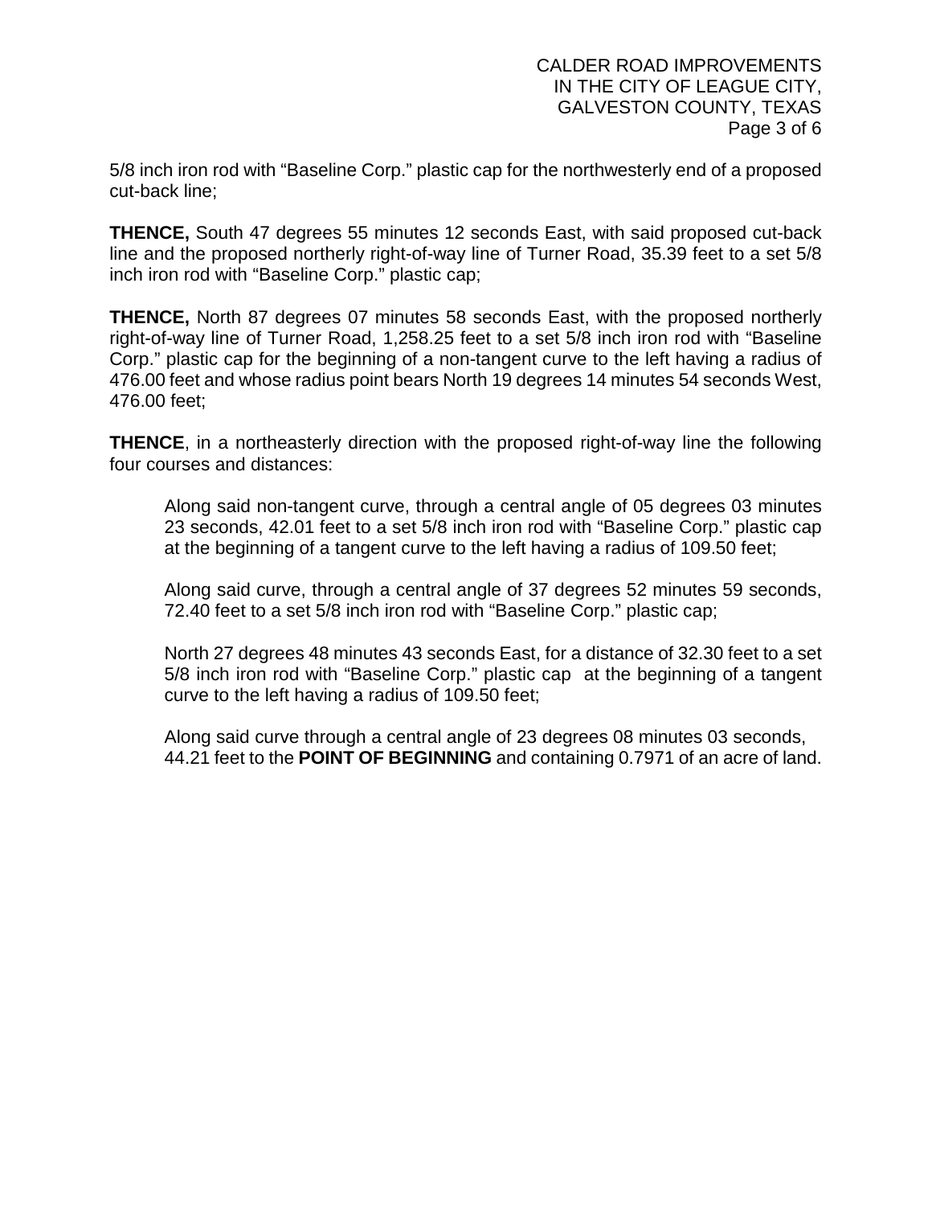5/8 inch iron rod with “Baseline Corp.” plastic cap for the northwesterly end of a proposed cut-back line;

**THENCE,** South 47 degrees 55 minutes 12 seconds East, with said proposed cut-back line and the proposed northerly right-of-way line of Turner Road, 35.39 feet to a set 5/8 inch iron rod with “Baseline Corp.” plastic cap;

**THENCE,** North 87 degrees 07 minutes 58 seconds East, with the proposed northerly right-of-way line of Turner Road, 1,258.25 feet to a set 5/8 inch iron rod with “Baseline Corp.” plastic cap for the beginning of a non-tangent curve to the left having a radius of 476.00 feet and whose radius point bears North 19 degrees 14 minutes 54 seconds West, 476.00 feet;

**THENCE**, in a northeasterly direction with the proposed right-of-way line the following four courses and distances:

Along said non-tangent curve, through a central angle of 05 degrees 03 minutes 23 seconds, 42.01 feet to a set 5/8 inch iron rod with “Baseline Corp.” plastic cap at the beginning of a tangent curve to the left having a radius of 109.50 feet;

Along said curve, through a central angle of 37 degrees 52 minutes 59 seconds, 72.40 feet to a set 5/8 inch iron rod with “Baseline Corp.” plastic cap;

North 27 degrees 48 minutes 43 seconds East, for a distance of 32.30 feet to a set 5/8 inch iron rod with “Baseline Corp.” plastic cap at the beginning of a tangent curve to the left having a radius of 109.50 feet;

Along said curve through a central angle of 23 degrees 08 minutes 03 seconds, 44.21 feet to the **POINT OF BEGINNING** and containing 0.7971 of an acre of land.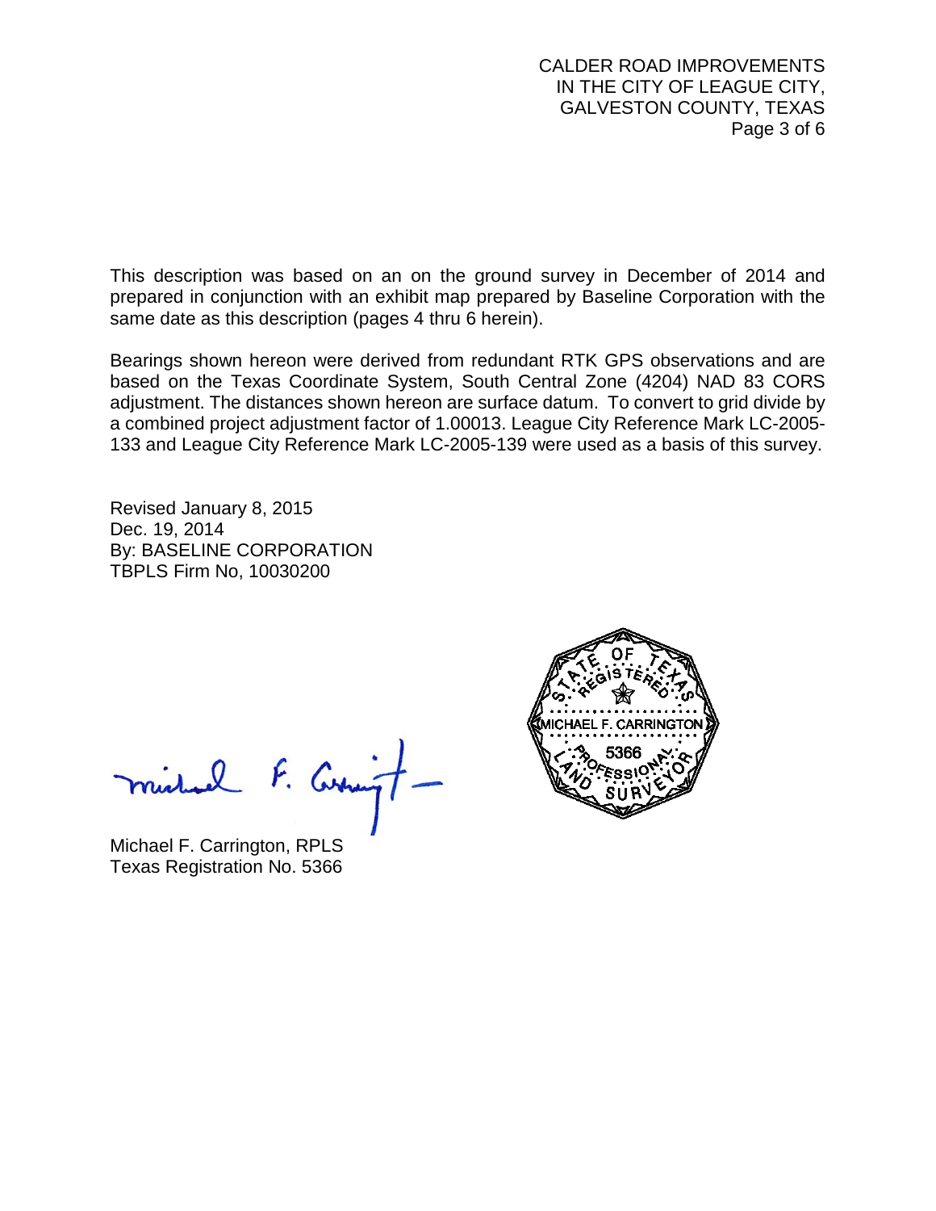This description was based on an on the ground survey in December of 2014 and prepared in conjunction with an exhibit map prepared by Baseline Corporation with the same date as this description (pages 4 thru 6 herein).

Bearings shown hereon were derived from redundant RTK GPS observations and are based on the Texas Coordinate System, South Central Zone (4204) NAD 83 CORS adjustment. The distances shown hereon are surface datum. To convert to grid divide by a combined project adjustment factor of 1.00013. League City Reference Mark LC-2005-133 and League City Reference Mark LC-2005-139 were used as a basis of this survey.

Revised January 8, 2015
Dec. 19, 2014
By: BASELINE CORPORATION
TBPLS Firm No, 10030200

STATE OF TEXAS
REGISTERED
MICHAEL F. CARRINGTON
5366
PROFESSIONAL
LAND SURVEYOR

Michael F. Carrington, RPLS
Texas Registration No. 5366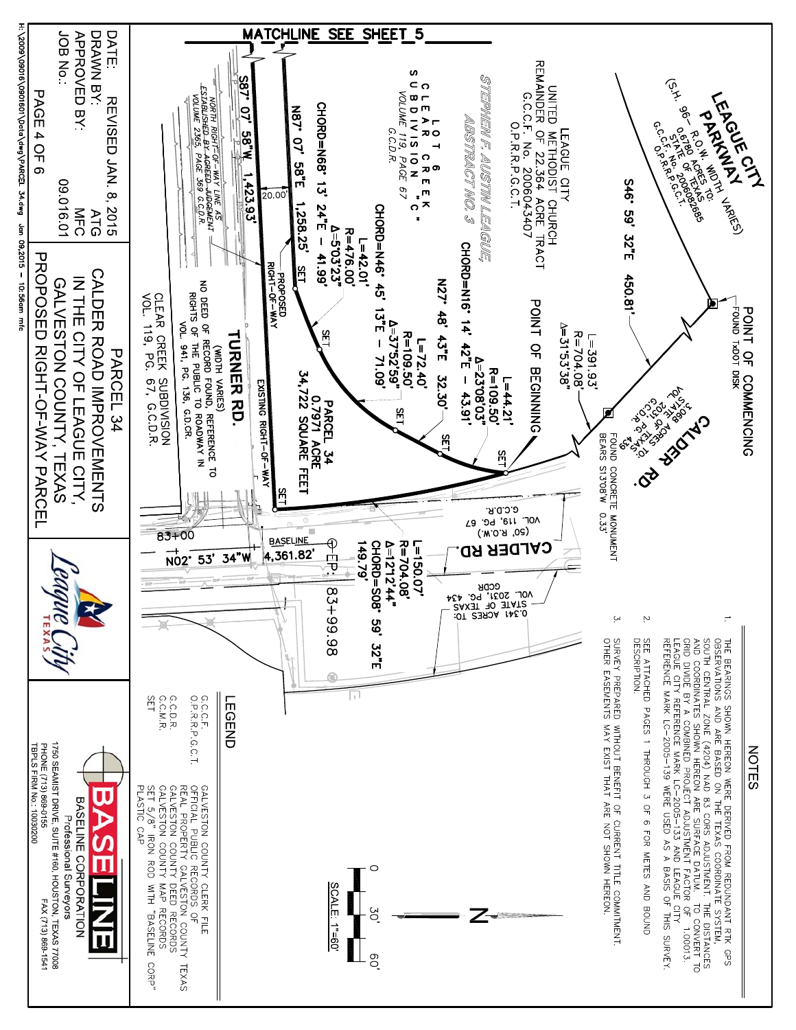MATCHLINE SEE SHEET 5

LEAGUE CITY PARKWAY
(S.H. 96– R.O.W. WIDTH VARIES)
0.6780 ACRES TO: STATE OF TEXAS
G.C.C.F. No. 2006082685
O.P.R.R.P.G.C.T.

POINT OF COMMENCING
FOUND TxDOT DISK

S46° 59' 32"E 450.81'

L=391.93'
R=704.08'
Δ=31°53'38"

CALDER RD.
3.068 ACRES TO: STATE OF TEXAS
VOL. 2031, PG. 439
G.C.D.R.

FOUND CONCRETE MONUMENT
BEARS S13°08'W 0.33'

LEAGUE CITY UNITED METHODIST CHURCH
REMAINDER OF 22.364 ACRE TRACT
G.C.C.F. No. 2006043407
O.P.R.R.P.G.C.T.

POINT OF BEGINNING

STEPHEN F. AUSTIN LEAGUE, ABSTRACT NO. 3

L=44.21'
R=109.50'
Δ=23°08'03"
CHORD=N16° 14' 42"E – 43.91'

N27° 48' 43"E 32.30'

L=72.40'
R=109.50'
Δ=37°52'59"
CHORD=N46° 45' 13"E – 71.09'

L=42.01'
R=476.00'
Δ=5°03'23"
CHORD=N68° 13' 24"E – 41.99'

LOT 6
CLEAR CREEK SUBDIVISION "C"
VOLUME 119, PAGE 67
G.C.D.R.

PARCEL 34
0.7971 ACRE
34,722 SQUARE FEET

N87° 07' 58"E 1,258.25'

S87° 07' 58"W 1,423.93'

20.00'

NORTH RIGHT-OF-WAY LINE AS ESTABLISHED BY AGREED JUDGEMENT VOLUME 2365, PAGE 369 G.C.D.R.

PROPOSED RIGHT-OF-WAY

EXISTING RIGHT-OF-WAY

TURNER RD.
(WIDTH VARIES)
NO DEED OF RECORD FOUND, REFERENCE TO RIGHTS OF THE PUBLIC TO ROADWAY IN VOL. 941, PG. 136, G.D.CR.

CLEAR CREEK SUBDIVISION
VOL. 119, PG. 67, G.C.D.R.

SET

CALDER RD.
(50' R.O.W.)
VOL. 119, PG. 67
G.C.D.R.

L=150.07'
R=704.08'
Δ=12°12'44"
CHORD=S08° 59' 32"E
149.79'

0.341 ACRES TO: STATE OF TEXAS
VOL. 2031, PG. 434
GCDR

BASELINE
EP: 83+99.98
83+00
N02° 53' 34"W 4,361.82'

## NOTES

1. THE BEARINGS SHOWN HEREON WERE DERIVED FROM REDUNDANT RTK GPS OBSERVATIONS AND ARE BASED ON THE TEXAS COORDINATE SYSTEM, SOUTH CENTRAL ZONE (4204) NAD 83 CORS ADJUSTMENT. THE DISTANCES AND COORDINATES SHOWN HEREON ARE SURFACE DATUM. TO CONVERT TO GRID DIVIDE BY A COMBINED PROJECT ADJUSTMENT FACTOR OF 1.00013. LEAGUE CITY REFERENCE MARK LC–2005–133 AND LEAGUE CITY REFERENCE MARK LC–2005–139 WERE USED AS A BASIS OF THIS SURVEY.
2. SEE ATTACHED PAGES 1 THROUGH 3 OF 6 FOR METES AND BOUND DESCRIPTION.
3. SURVEY PREPARED WITHOUT BENEFIT OF CURRENT TITLE COMMITMENT. OTHER EASEMENTS MAY EXIST THAT ARE NOT SHOWN HEREON.

## LEGEND

| | |
|---|---|
| G.C.C.F. | GALVESTON COUNTY CLERK FILE |
| O.P.R.R.P.G.C.T. | OFFICIAL PUBLIC RECORDS OF REAL PROPERTY GALVESTON COUNTY TEXAS |
| G.C.D.R. | GALVESTON COUNTY DEED RECORDS |
| G.C.M.R. | GALVESTON COUNTY MAP RECORDS |
| SET | SET 5/8" IRON ROD WITH "BASELINE CORP" PLASTIC CAP |

SCALE: 1"=60'
0 30' 60'

N

DATE: REVISED JAN. 8, 2015
DRAWN BY: ATG
APPROVED BY: MFC
JOB No.: 09.016.01

PARCEL 34
CALDER ROAD IMPROVEMENTS
IN THE CITY OF LEAGUE CITY,
GALVESTON COUNTY, TEXAS
PROPOSED RIGHT-OF-WAY PARCEL

League City TEXAS

BASELINE
BASELINE CORPORATION
Professional Surveyors
1750 SEAMIST DRIVE, SUITE #160, HOUSTON, TEXAS 77008
PHONE (713) 869-0155 FAX (713) 869-1541
TBPLS FIRM No.: 10030200

H:\2009\090160\Data\dwg\PARCEL 34.dwg Jan 09,2015 – 10:56am mfc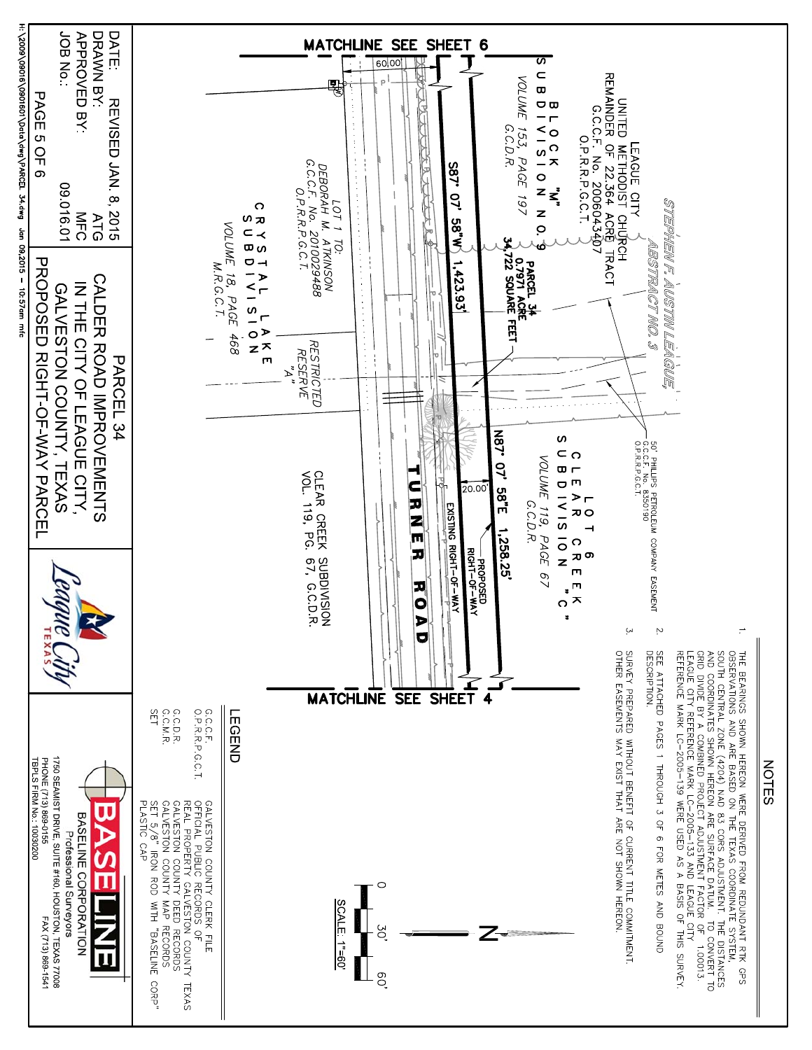MATCHLINE SEE SHEET 6

60.00'

*STEPHEN F. AUSTIN LEAGUE, ABSTRACT NO. 3*

LEAGUE CITY
UNITED METHODIST CHURCH
REMAINDER OF 22.364 ACRE TRACT
G.C.C.F. No. 2006043407
O.P.R.R.P.G.C.T.

BLOCK "M"
SUBDIVISION NO. 9
*VOLUME 153, PAGE 197*
*G.C.D.R.*

PARCEL 34
0.7971 ACRE
34,722 SQUARE FEET

S87° 07' 58"W 1,423.93'

*LOT 1 TO:*
*DEBORAH M. ATKINSON*
*G.C.C.F. No. 2010029488*
*O.P.R.R.P.G.C.T.*

CRYSTAL LAKE
SUBDIVISION
*VOLUME 18, PAGE 468*
*M.R.G.C.T.*

*RESTRICTED RESERVE "A"*

50' PHILLIPS PETROLEUM COMPANY EASEMENT
G.C.C.F. No. 8350190
O.P.R.R.P.G.C.T.

LOT 6
CLEAR CREEK
SUBDIVISION "C"
*VOLUME 119, PAGE 67*
*G.C.D.R.*

N87° 07' 58"E 1,258.25'

20.00'

PROPOSED RIGHT-OF-WAY

EXISTING RIGHT-OF-WAY

TURNER ROAD

CLEAR CREEK SUBDIVISION
VOL. 119, PG. 67, G.C.D.R.

MATCHLINE SEE SHEET 4

## NOTES

1. THE BEARINGS SHOWN HEREON WERE DERIVED FROM REDUNDANT RTK GPS OBSERVATIONS AND ARE BASED ON THE TEXAS COORDINATE SYSTEM, SOUTH CENTRAL ZONE (4204) NAD 83 CORS ADJUSTMENT. THE DISTANCES AND COORDINATES SHOWN HEREON ARE SURFACE DATUM. TO CONVERT TO GRID DIVIDE BY A COMBINED PROJECT ADJUSTMENT FACTOR OF 1.00013. LEAGUE CITY REFERENCE MARK LC-2005-133 AND LEAGUE CITY REFERENCE MARK LC-2005-139 WERE USED AS A BASIS OF THIS SURVEY.
2. SEE ATTACHED PAGES 1 THROUGH 3 OF 6 FOR METES AND BOUND DESCRIPTION.
3. SURVEY PREPARED WITHOUT BENEFIT OF CURRENT TITLE COMMITMENT. OTHER EASEMENTS MAY EXIST THAT ARE NOT SHOWN HEREON.

N

SCALE: 1"=60'
0 30' 60'

## LEGEND

| | |
|---|---|
| G.C.C.F. | GALVESTON COUNTY CLERK FILE |
| O.P.R.R.P.G.C.T. | OFFICIAL PUBLIC RECORDS OF REAL PROPERTY GALVESTON COUNTY TEXAS |
| G.C.D.R. | GALVESTON COUNTY DEED RECORDS |
| G.C.M.R. | GALVESTON COUNTY MAP RECORDS |
| SET | SET 5/8" IRON ROD WITH "BASELINE CORP" PLASTIC CAP |

| | |
|---|---|
| DATE: | REVISED JAN. 8, 2015 |
| DRAWN BY: | ATG |
| APPROVED BY: | MFC |
| JOB No.: | 09.016.01 |

PAGE 5 OF 6

PARCEL 34
CALDER ROAD IMPROVEMENTS
IN THE CITY OF LEAGUE CITY,
GALVESTON COUNTY, TEXAS
PROPOSED RIGHT-OF-WAY PARCEL

League City TEXAS

BASELINE
BASELINE CORPORATION
Professional Surveyors
1750 SEAMIST DRIVE, SUITE #160, HOUSTON, TEXAS 77008
PHONE (713) 869-0155 FAX (713) 869-1541
TBPLS FIRM No.: 10030200

H:\2009\090016\0901601\Data\dwg\PARCEL 34.dwg Jan 09,2015 – 10:57am mfc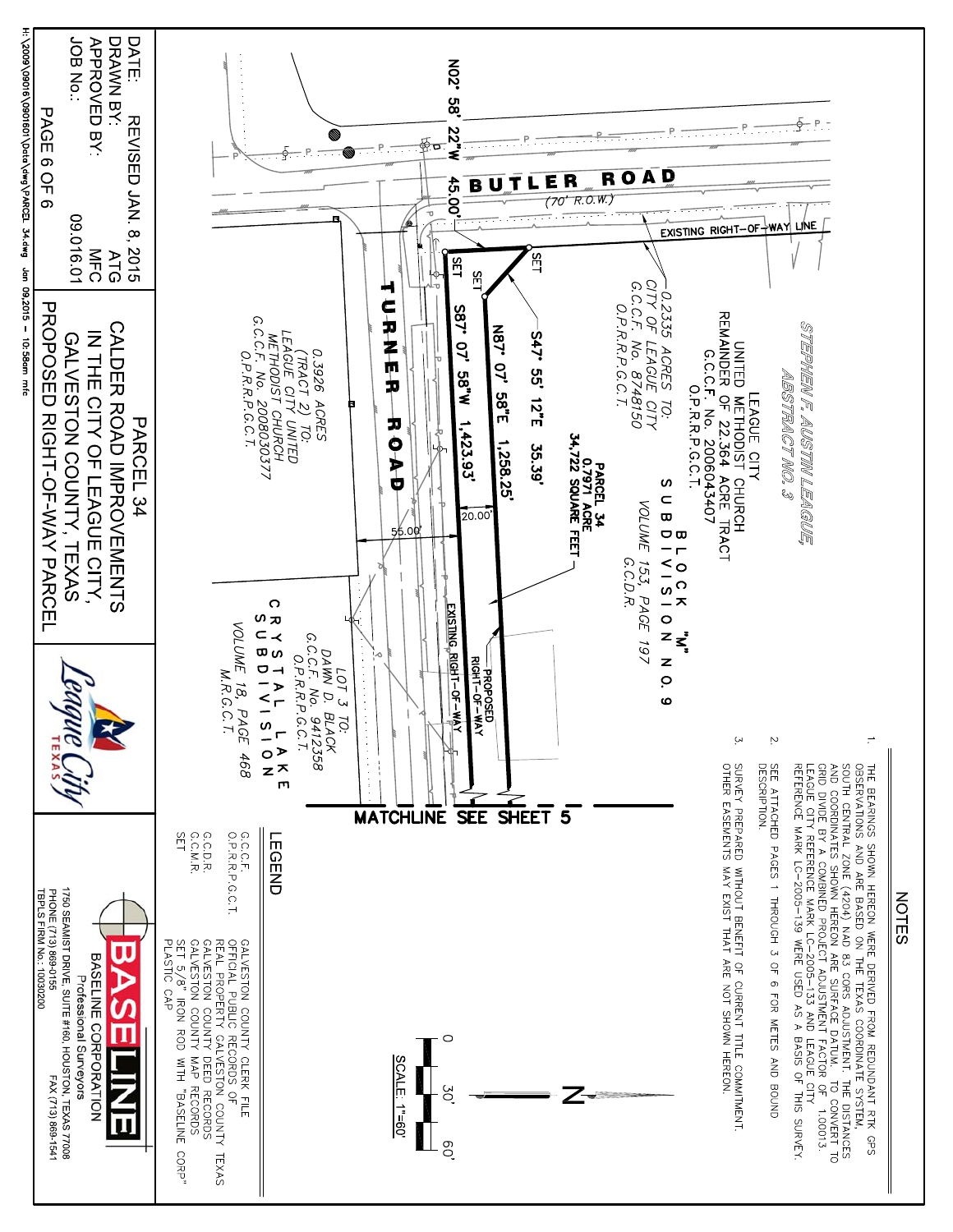# NOTES

1. THE BEARINGS SHOWN HEREON WERE DERIVED FROM REDUNDANT RTK GPS OBSERVATIONS AND ARE BASED ON THE TEXAS COORDINATE SYSTEM, SOUTH CENTRAL ZONE (4204) NAD 83 CORS ADJUSTMENT. THE DISTANCES AND COORDINATES SHOWN HEREON ARE SURFACE DATUM. TO CONVERT TO GRID DIVIDE BY A COMBINED PROJECT ADJUSTMENT FACTOR OF 1.00013. LEAGUE CITY REFERENCE MARK LC-2005-133 AND LEAGUE CITY REFERENCE MARK LC-2005-139 WERE USED AS A BASIS OF THIS SURVEY.
2. SEE ATTACHED PAGES 1 THROUGH 3 OF 6 FOR METES AND BOUND DESCRIPTION.
3. SURVEY PREPARED WITHOUT BENEFIT OF CURRENT TITLE COMMITMENT. OTHER EASEMENTS MAY EXIST THAT ARE NOT SHOWN HEREON.

## LEGEND

| | |
|---|---|
| G.C.C.F. | GALVESTON COUNTY CLERK FILE |
| O.P.R.R.P.G.C.T. | OFFICIAL PUBLIC RECORDS OF REAL PROPERTY GALVESTON COUNTY TEXAS |
| G.C.D.R. | GALVESTON COUNTY DEED RECORDS |
| G.C.M.R. | GALVESTON COUNTY MAP RECORDS |
| SET | SET 5/8" IRON ROD WITH "BASELINE CORP" PLASTIC CAP |

SCALE: 1"=60'

0 30' 60'

N

*STEPHEN F. AUSTIN LEAGUE, ABSTRACT NO. 3*

BUTLER ROAD (70' R.O.W.)

EXISTING RIGHT-OF-WAY LINE

N02° 58' 22"W 45.00'

SET

S47° 55' 12"E 35.39'

N87° 07' 58"E 1,258.25'

S87° 07' 58"W 1,423.93'

20.00'

55.00'

PARCEL 34
0.7971 ACRE
34,722 SQUARE FEET

PROPOSED RIGHT-OF-WAY

EXISTING RIGHT-OF-WAY

TURNER ROAD

UNITED METHODIST CHURCH REMAINDER OF 22.364 ACRE TRACT G.C.C.F. No. 2006043407 O.P.R.R.P.G.C.T.

0.2335 ACRES TO: CITY OF LEAGUE CITY G.C.C.F. No. 8748150 O.P.R.R.P.G.C.T.

LEAGUE CITY BLOCK "M" SUBDIVISION NO. 9 VOLUME 153, PAGE 197 G.C.D.R.

0.3926 ACRES (TRACT 2) TO: LEAGUE CITY UNITED METHODIST CHURCH G.C.C.F. No. 2008030377 O.P.R.R.P.G.C.T.

LOT 3 TO: DAWN D. BLACK G.C.C.F. No. 9412358 O.P.R.R.P.G.C.T.

CRYSTAL LAKE SUBDIVISION VOLUME 18, PAGE 468 M.R.G.C.T.

MATCHLINE SEE SHEET 5

| | |
|---|---|
| DATE: | REVISED JAN. 8, 2015 |
| DRAWN BY: | ATG |
| APPROVED BY: | MFC |
| JOB No.: | 09.016.01 |

PARCEL 34
CALDER ROAD IMPROVEMENTS IN THE CITY OF LEAGUE CITY, GALVESTON COUNTY, TEXAS
PROPOSED RIGHT-OF-WAY PARCEL

League City TEXAS

BASELINE
BASELINE CORPORATION
Professional Surveyors
1750 SEAMIST DRIVE, SUITE #160, HOUSTON, TEXAS 77008
PHONE (713) 869-0155 FAX (713) 869-1541
TBPLS FIRM No.: 10030200

H:\2009\090160\09016011\Data\dwg\PARCEL 34.dwg Jan 09,2015 - 10:58am mfc